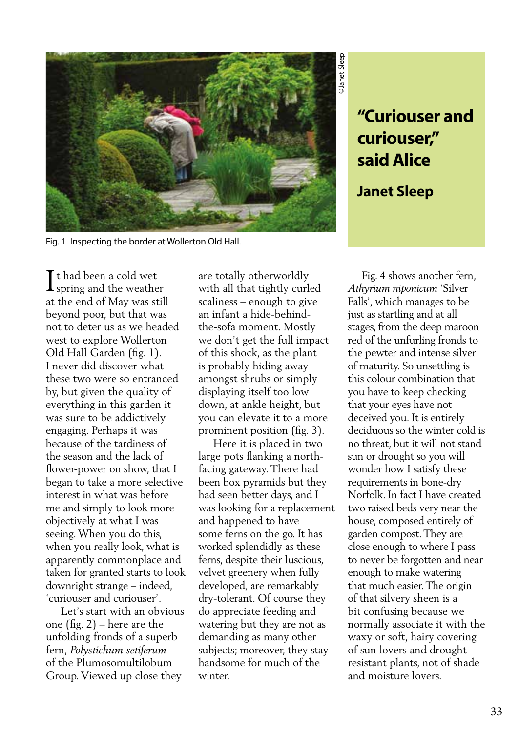# "Curiouser and curiouser," said Alice

**Janet Sleep**

Fig. 1 Inspecting the border at Wollerton Old Hall.

It had been a cold wet spring and the weather at the end of May was still beyond poor, but that was not to deter us as we headed west to explore Wollerton Old Hall Garden (fig. 1). I never did discover what these two were so entranced by, but given the quality of everything in this garden it was sure to be addictively engaging. Perhaps it was because of the tardiness of the season and the lack of flower-power on show, that I began to take a more selective interest in what was before me and simply to look more objectively at what I was seeing. When you do this, when you really look, what is apparently commonplace and taken for granted starts to look downright strange – indeed, 'curiouser and curiouser'.

Let's start with an obvious one (fig. 2) – here are the unfolding fronds of a superb fern, *Polystichum setiferum* of the Plumosomultilobum Group. Viewed up close they are totally otherworldly with all that tightly curled scaliness – enough to give an infant a hide-behind-the-sofa moment. Mostly we don't get the full impact of this shock, as the plant is probably hiding away amongst shrubs or simply displaying itself too low down, at ankle height, but you can elevate it to a more prominent position (fig. 3).

Here it is placed in two large pots flanking a north-facing gateway. There had been box pyramids but they had seen better days, and I was looking for a replacement and happened to have some ferns on the go. It has worked splendidly as these ferns, despite their luscious, velvet greenery when fully developed, are remarkably dry-tolerant. Of course they do appreciate feeding and watering but they are not as demanding as many other subjects; moreover, they stay handsome for much of the winter.

Fig. 4 shows another fern, *Athyrium niponicum* 'Silver Falls', which manages to be just as startling and at all stages, from the deep maroon red of the unfurling fronds to the pewter and intense silver of maturity. So unsettling is this colour combination that you have to keep checking that your eyes have not deceived you. It is entirely deciduous so the winter cold is no threat, but it will not stand sun or drought so you will wonder how I satisfy these requirements in bone-dry Norfolk. In fact I have created two raised beds very near the house, composed entirely of garden compost. They are close enough to where I pass to never be forgotten and near enough to make watering that much easier. The origin of that silvery sheen is a bit confusing because we normally associate it with the waxy or soft, hairy covering of sun lovers and drought-resistant plants, not of shade and moisture lovers.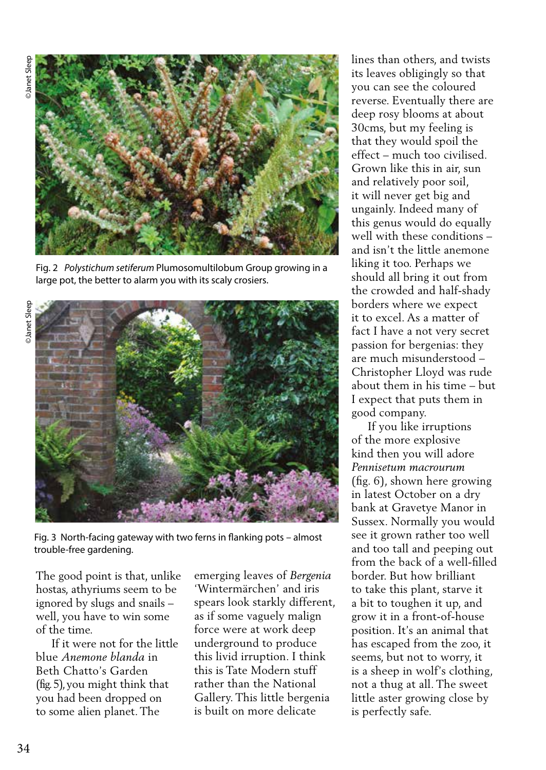Fig. 2 *Polystichum setiferum* Plumosomultilobum Group growing in a large pot, the better to alarm you with its scaly crosiers.

Fig. 3 North-facing gateway with two ferns in flanking pots – almost trouble-free gardening.

The good point is that, unlike hostas, athyriums seem to be ignored by slugs and snails – well, you have to win some of the time.

If it were not for the little blue *Anemone blanda* in Beth Chatto's Garden (fig. 5), you might think that you had been dropped on to some alien planet. The emerging leaves of *Bergenia* 'Wintermärchen' and iris spears look starkly different, as if some vaguely malign force were at work deep underground to produce this livid irruption. I think this is Tate Modern stuff rather than the National Gallery. This little bergenia is built on more delicate lines than others, and twists its leaves obligingly so that you can see the coloured reverse. Eventually there are deep rosy blooms at about 30cms, but my feeling is that they would spoil the effect – much too civilised. Grown like this in air, sun and relatively poor soil, it will never get big and ungainly. Indeed many of this genus would do equally well with these conditions – and isn't the little anemone liking it too. Perhaps we should all bring it out from the crowded and half-shady borders where we expect it to excel. As a matter of fact I have a not very secret passion for bergenias: they are much misunderstood – Christopher Lloyd was rude about them in his time – but I expect that puts them in good company.

If you like irruptions of the more explosive kind then you will adore *Pennisetum macrourum* (fig. 6), shown here growing in latest October on a dry bank at Gravetye Manor in Sussex. Normally you would see it grown rather too well and too tall and peeping out from the back of a well-filled border. But how brilliant to take this plant, starve it a bit to toughen it up, and grow it in a front-of-house position. It's an animal that has escaped from the zoo, it seems, but not to worry, it is a sheep in wolf's clothing, not a thug at all. The sweet little aster growing close by is perfectly safe.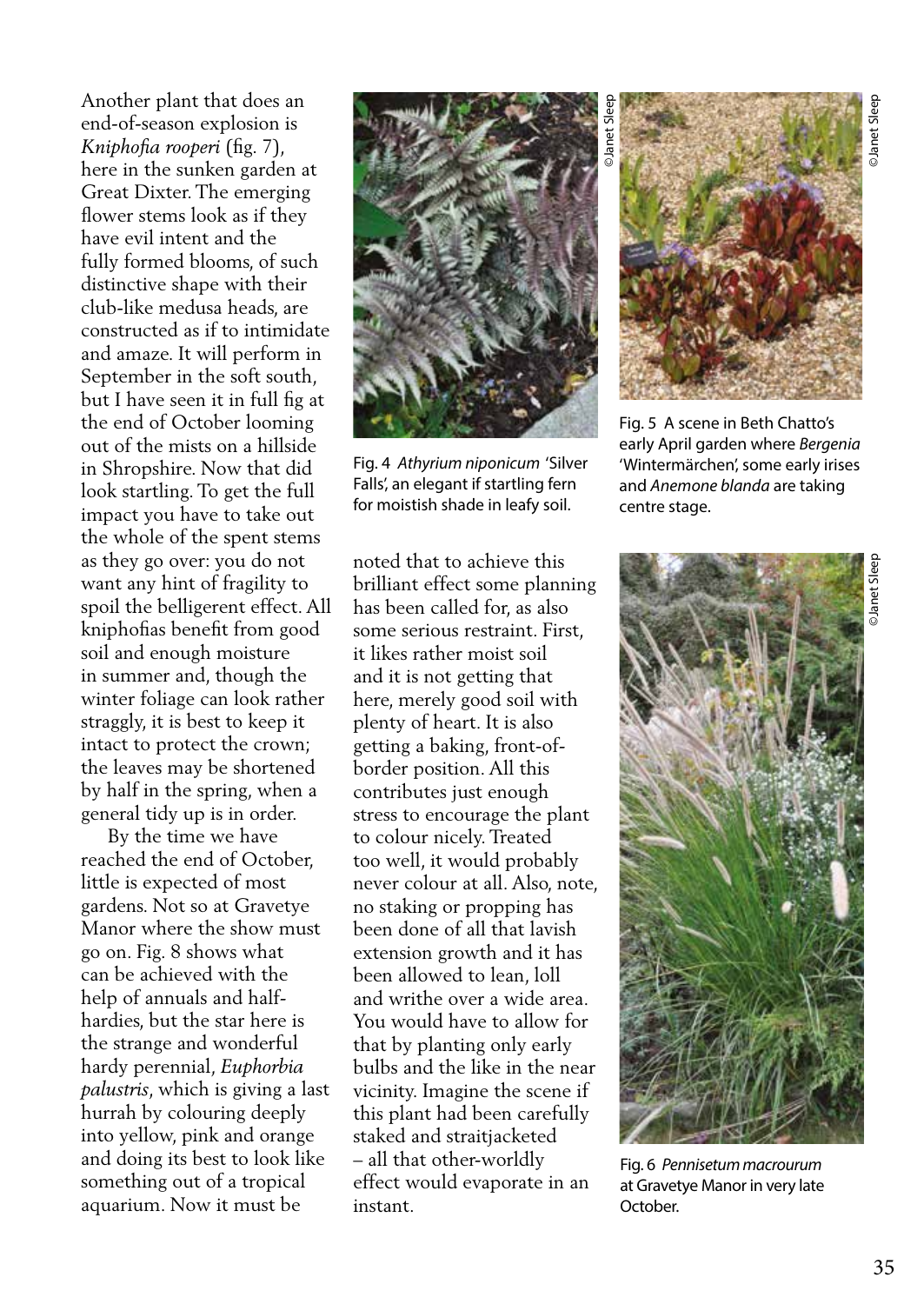Another plant that does an end-of-season explosion is *Kniphofia rooperi* (fig. 7), here in the sunken garden at Great Dixter. The emerging flower stems look as if they have evil intent and the fully formed blooms, of such distinctive shape with their club-like medusa heads, are constructed as if to intimidate and amaze. It will perform in September in the soft south, but I have seen it in full fig at the end of October looming out of the mists on a hillside in Shropshire. Now that did look startling. To get the full impact you have to take out the whole of the spent stems as they go over: you do not want any hint of fragility to spoil the belligerent effect. All kniphofias benefit from good soil and enough moisture in summer and, though the winter foliage can look rather straggly, it is best to keep it intact to protect the crown; the leaves may be shortened by half in the spring, when a general tidy up is in order.

By the time we have reached the end of October, little is expected of most gardens. Not so at Gravetye Manor where the show must go on. Fig. 8 shows what can be achieved with the help of annuals and half-hardies, but the star here is the strange and wonderful hardy perennial, *Euphorbia palustris*, which is giving a last hurrah by colouring deeply into yellow, pink and orange and doing its best to look like something out of a tropical aquarium. Now it must be noted that to achieve this brilliant effect some planning has been called for, as also some serious restraint. First, it likes rather moist soil and it is not getting that here, merely good soil with plenty of heart. It is also getting a baking, front-of-border position. All this contributes just enough stress to encourage the plant to colour nicely. Treated too well, it would probably never colour at all. Also, note, no staking or propping has been done of all that lavish extension growth and it has been allowed to lean, loll and writhe over a wide area. You would have to allow for that by planting only early bulbs and the like in the near vicinity. Imagine the scene if this plant had been carefully staked and straitjacketed – all that other-worldly effect would evaporate in an instant.

©Janet Sleep

Fig. 4 *Athyrium niponicum* 'Silver Falls', an elegant if startling fern for moistish shade in leafy soil.

©Janet Sleep

Fig. 5 A scene in Beth Chatto's early April garden where *Bergenia* 'Wintermärchen', some early irises and *Anemone blanda* are taking centre stage.

©Janet Sleep

Fig. 6 *Pennisetum macrourum* at Gravetye Manor in very late October.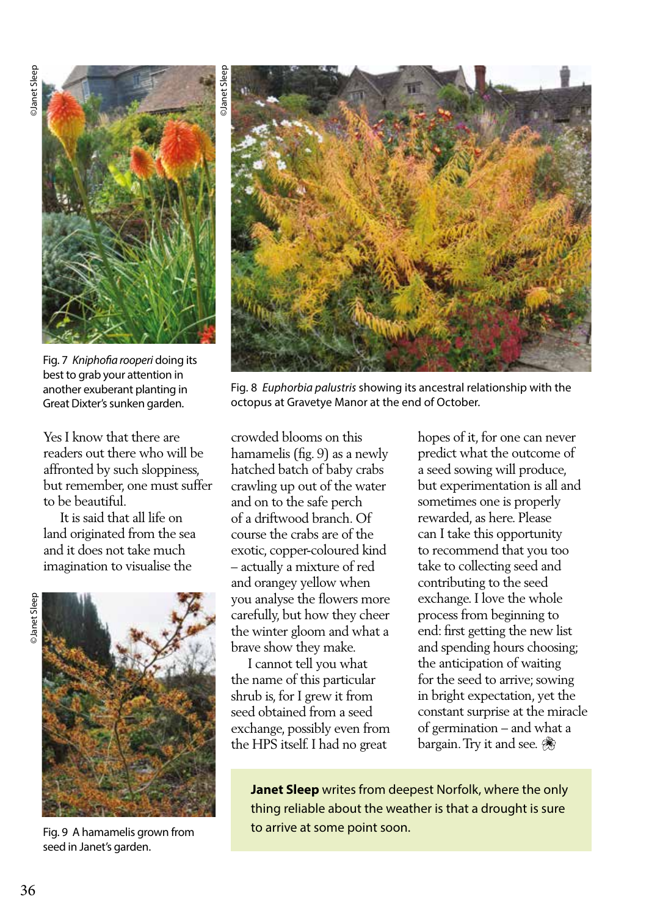Fig. 7 *Kniphofia rooperi* doing its best to grab your attention in another exuberant planting in Great Dixter's sunken garden.

Fig. 8 *Euphorbia palustris* showing its ancestral relationship with the octopus at Gravetye Manor at the end of October.

Yes I know that there are readers out there who will be affronted by such sloppiness, but remember, one must suffer to be beautiful.

It is said that all life on land originated from the sea and it does not take much imagination to visualise the crowded blooms on this hamamelis (fig. 9) as a newly hatched batch of baby crabs crawling up out of the water and on to the safe perch of a driftwood branch. Of course the crabs are of the exotic, copper-coloured kind – actually a mixture of red and orangey yellow when you analyse the flowers more carefully, but how they cheer the winter gloom and what a brave show they make.

I cannot tell you what the name of this particular shrub is, for I grew it from seed obtained from a seed exchange, possibly even from the HPS itself. I had no great hopes of it, for one can never predict what the outcome of a seed sowing will produce, but experimentation is all and sometimes one is properly rewarded, as here. Please can I take this opportunity to recommend that you too take to collecting seed and contributing to the seed exchange. I love the whole process from beginning to end: first getting the new list and spending hours choosing; the anticipation of waiting for the seed to arrive; sowing in bright expectation, yet the constant surprise at the miracle of germination – and what a bargain. Try it and see.

Fig. 9 A hamamelis grown from seed in Janet's garden.

**Janet Sleep** writes from deepest Norfolk, where the only thing reliable about the weather is that a drought is sure to arrive at some point soon.